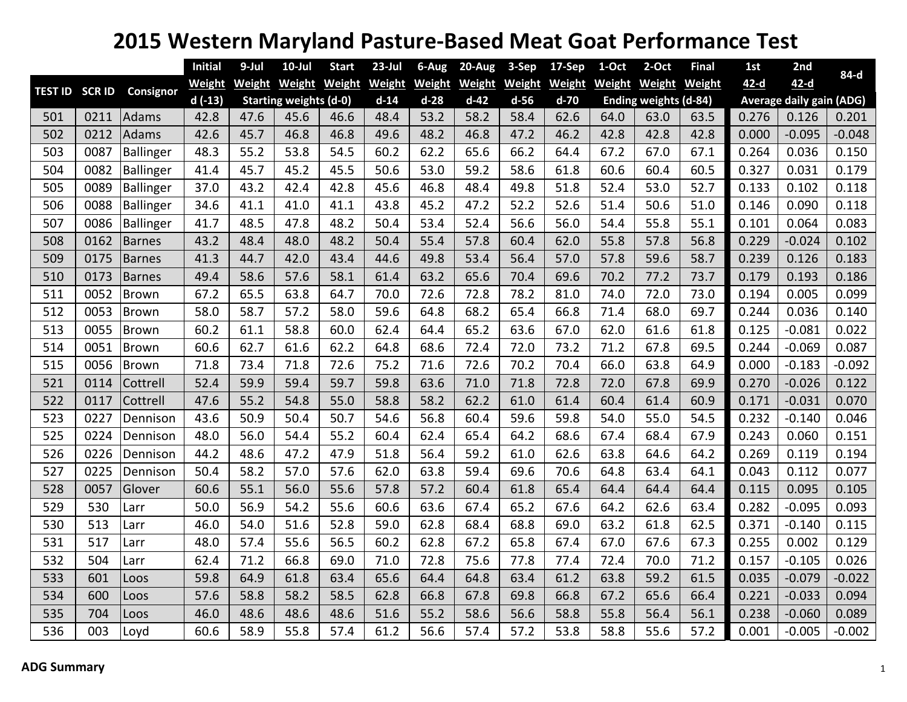# 2015 Western Maryland Pasture-Based Meat Goat Performance Test

| TEST ID | SCR ID | Consignor | Initial Weight | 9-Jul Weight | 10-Jul Weight | Start Weight | 23-Jul Weight | 6-Aug Weight | 20-Aug Weight | 3-Sep Weight | 17-Sep Weight | 1-Oct Weight | 2-Oct Weight | Final Weight | 1st 42-d | 2nd 42-d | 84-d |
|---|---|---|---|---|---|---|---|---|---|---|---|---|---|---|---|---|---|
| | | | d (-13) | Starting weights (d-0) | | | d-14 | d-28 | d-42 | d-56 | d-70 | Ending weights (d-84) | | | Average daily gain (ADG) | | |
| 501 | 0211 | Adams | 42.8 | 47.6 | 45.6 | 46.6 | 48.4 | 53.2 | 58.2 | 58.4 | 62.6 | 64.0 | 63.0 | 63.5 | 0.276 | 0.126 | 0.201 |
| 502 | 0212 | Adams | 42.6 | 45.7 | 46.8 | 46.8 | 49.6 | 48.2 | 46.8 | 47.2 | 46.2 | 42.8 | 42.8 | 42.8 | 0.000 | -0.095 | -0.048 |
| 503 | 0087 | Ballinger | 48.3 | 55.2 | 53.8 | 54.5 | 60.2 | 62.2 | 65.6 | 66.2 | 64.4 | 67.2 | 67.0 | 67.1 | 0.264 | 0.036 | 0.150 |
| 504 | 0082 | Ballinger | 41.4 | 45.7 | 45.2 | 45.5 | 50.6 | 53.0 | 59.2 | 58.6 | 61.8 | 60.6 | 60.4 | 60.5 | 0.327 | 0.031 | 0.179 |
| 505 | 0089 | Ballinger | 37.0 | 43.2 | 42.4 | 42.8 | 45.6 | 46.8 | 48.4 | 49.8 | 51.8 | 52.4 | 53.0 | 52.7 | 0.133 | 0.102 | 0.118 |
| 506 | 0088 | Ballinger | 34.6 | 41.1 | 41.0 | 41.1 | 43.8 | 45.2 | 47.2 | 52.2 | 52.6 | 51.4 | 50.6 | 51.0 | 0.146 | 0.090 | 0.118 |
| 507 | 0086 | Ballinger | 41.7 | 48.5 | 47.8 | 48.2 | 50.4 | 53.4 | 52.4 | 56.6 | 56.0 | 54.4 | 55.8 | 55.1 | 0.101 | 0.064 | 0.083 |
| 508 | 0162 | Barnes | 43.2 | 48.4 | 48.0 | 48.2 | 50.4 | 55.4 | 57.8 | 60.4 | 62.0 | 55.8 | 57.8 | 56.8 | 0.229 | -0.024 | 0.102 |
| 509 | 0175 | Barnes | 41.3 | 44.7 | 42.0 | 43.4 | 44.6 | 49.8 | 53.4 | 56.4 | 57.0 | 57.8 | 59.6 | 58.7 | 0.239 | 0.126 | 0.183 |
| 510 | 0173 | Barnes | 49.4 | 58.6 | 57.6 | 58.1 | 61.4 | 63.2 | 65.6 | 70.4 | 69.6 | 70.2 | 77.2 | 73.7 | 0.179 | 0.193 | 0.186 |
| 511 | 0052 | Brown | 67.2 | 65.5 | 63.8 | 64.7 | 70.0 | 72.6 | 72.8 | 78.2 | 81.0 | 74.0 | 72.0 | 73.0 | 0.194 | 0.005 | 0.099 |
| 512 | 0053 | Brown | 58.0 | 58.7 | 57.2 | 58.0 | 59.6 | 64.8 | 68.2 | 65.4 | 66.8 | 71.4 | 68.0 | 69.7 | 0.244 | 0.036 | 0.140 |
| 513 | 0055 | Brown | 60.2 | 61.1 | 58.8 | 60.0 | 62.4 | 64.4 | 65.2 | 63.6 | 67.0 | 62.0 | 61.6 | 61.8 | 0.125 | -0.081 | 0.022 |
| 514 | 0051 | Brown | 60.6 | 62.7 | 61.6 | 62.2 | 64.8 | 68.6 | 72.4 | 72.0 | 73.2 | 71.2 | 67.8 | 69.5 | 0.244 | -0.069 | 0.087 |
| 515 | 0056 | Brown | 71.8 | 73.4 | 71.8 | 72.6 | 75.2 | 71.6 | 72.6 | 70.2 | 70.4 | 66.0 | 63.8 | 64.9 | 0.000 | -0.183 | -0.092 |
| 521 | 0114 | Cottrell | 52.4 | 59.9 | 59.4 | 59.7 | 59.8 | 63.6 | 71.0 | 71.8 | 72.8 | 72.0 | 67.8 | 69.9 | 0.270 | -0.026 | 0.122 |
| 522 | 0117 | Cottrell | 47.6 | 55.2 | 54.8 | 55.0 | 58.8 | 58.2 | 62.2 | 61.0 | 61.4 | 60.4 | 61.4 | 60.9 | 0.171 | -0.031 | 0.070 |
| 523 | 0227 | Dennison | 43.6 | 50.9 | 50.4 | 50.7 | 54.6 | 56.8 | 60.4 | 59.6 | 59.8 | 54.0 | 55.0 | 54.5 | 0.232 | -0.140 | 0.046 |
| 525 | 0224 | Dennison | 48.0 | 56.0 | 54.4 | 55.2 | 60.4 | 62.4 | 65.4 | 64.2 | 68.6 | 67.4 | 68.4 | 67.9 | 0.243 | 0.060 | 0.151 |
| 526 | 0226 | Dennison | 44.2 | 48.6 | 47.2 | 47.9 | 51.8 | 56.4 | 59.2 | 61.0 | 62.6 | 63.8 | 64.6 | 64.2 | 0.269 | 0.119 | 0.194 |
| 527 | 0225 | Dennison | 50.4 | 58.2 | 57.0 | 57.6 | 62.0 | 63.8 | 59.4 | 69.6 | 70.6 | 64.8 | 63.4 | 64.1 | 0.043 | 0.112 | 0.077 |
| 528 | 0057 | Glover | 60.6 | 55.1 | 56.0 | 55.6 | 57.8 | 57.2 | 60.4 | 61.8 | 65.4 | 64.4 | 64.4 | 64.4 | 0.115 | 0.095 | 0.105 |
| 529 | 530 | Larr | 50.0 | 56.9 | 54.2 | 55.6 | 60.6 | 63.6 | 67.4 | 65.2 | 67.6 | 64.2 | 62.6 | 63.4 | 0.282 | -0.095 | 0.093 |
| 530 | 513 | Larr | 46.0 | 54.0 | 51.6 | 52.8 | 59.0 | 62.8 | 68.4 | 68.8 | 69.0 | 63.2 | 61.8 | 62.5 | 0.371 | -0.140 | 0.115 |
| 531 | 517 | Larr | 48.0 | 57.4 | 55.6 | 56.5 | 60.2 | 62.8 | 67.2 | 65.8 | 67.4 | 67.0 | 67.6 | 67.3 | 0.255 | 0.002 | 0.129 |
| 532 | 504 | Larr | 62.4 | 71.2 | 66.8 | 69.0 | 71.0 | 72.8 | 75.6 | 77.8 | 77.4 | 72.4 | 70.0 | 71.2 | 0.157 | -0.105 | 0.026 |
| 533 | 601 | Loos | 59.8 | 64.9 | 61.8 | 63.4 | 65.6 | 64.4 | 64.8 | 63.4 | 61.2 | 63.8 | 59.2 | 61.5 | 0.035 | -0.079 | -0.022 |
| 534 | 600 | Loos | 57.6 | 58.8 | 58.2 | 58.5 | 62.8 | 66.8 | 67.8 | 69.8 | 66.8 | 67.2 | 65.6 | 66.4 | 0.221 | -0.033 | 0.094 |
| 535 | 704 | Loos | 46.0 | 48.6 | 48.6 | 48.6 | 51.6 | 55.2 | 58.6 | 56.6 | 58.8 | 55.8 | 56.4 | 56.1 | 0.238 | -0.060 | 0.089 |
| 536 | 003 | Loyd | 60.6 | 58.9 | 55.8 | 57.4 | 61.2 | 56.6 | 57.4 | 57.2 | 53.8 | 58.8 | 55.6 | 57.2 | 0.001 | -0.005 | -0.002 |

**ADG Summary**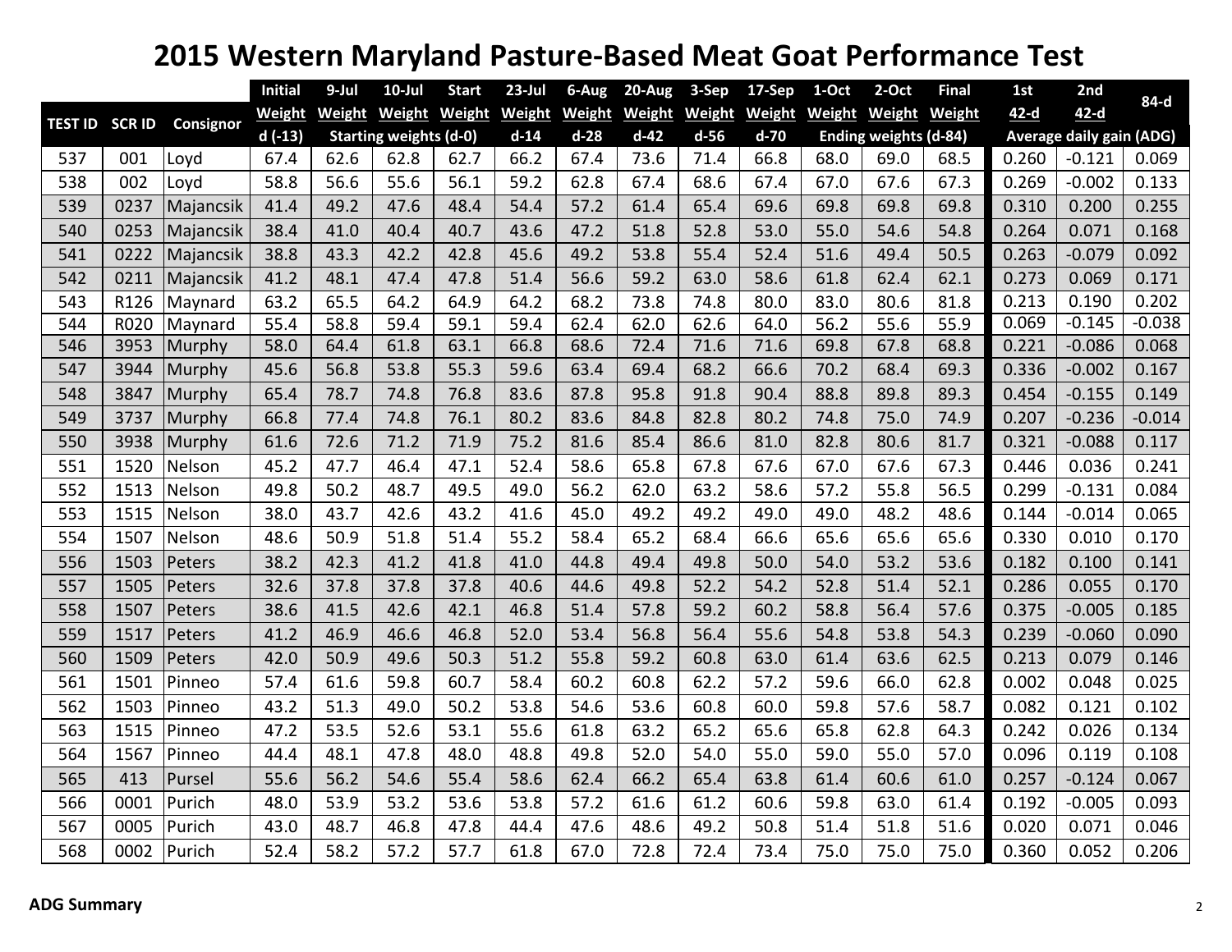# 2015 Western Maryland Pasture-Based Meat Goat Performance Test

| TEST ID | SCR ID | Consignor | Initial Weight d (-13) | 9-Jul Weight | 10-Jul Weight | Start Weight | 23-Jul Weight d-14 | 6-Aug Weight d-28 | 20-Aug Weight d-42 | 3-Sep Weight d-56 | 17-Sep Weight d-70 | 1-Oct Weight | 2-Oct Weight | Final Weight | 1st 42-d | 2nd 42-d | 84-d |
|---|---|---|---|---|---|---|---|---|---|---|---|---|---|---|---|---|---|
| | | | | Starting weights (d-0) | | | | | | | | Ending weights (d-84) | | | Average daily gain (ADG) | | |
| 537 | 001 | Loyd | 67.4 | 62.6 | 62.8 | 62.7 | 66.2 | 67.4 | 73.6 | 71.4 | 66.8 | 68.0 | 69.0 | 68.5 | 0.260 | -0.121 | 0.069 |
| 538 | 002 | Loyd | 58.8 | 56.6 | 55.6 | 56.1 | 59.2 | 62.8 | 67.4 | 68.6 | 67.4 | 67.0 | 67.6 | 67.3 | 0.269 | -0.002 | 0.133 |
| 539 | 0237 | Majancsik | 41.4 | 49.2 | 47.6 | 48.4 | 54.4 | 57.2 | 61.4 | 65.4 | 69.6 | 69.8 | 69.8 | 69.8 | 0.310 | 0.200 | 0.255 |
| 540 | 0253 | Majancsik | 38.4 | 41.0 | 40.4 | 40.7 | 43.6 | 47.2 | 51.8 | 52.8 | 53.0 | 55.0 | 54.6 | 54.8 | 0.264 | 0.071 | 0.168 |
| 541 | 0222 | Majancsik | 38.8 | 43.3 | 42.2 | 42.8 | 45.6 | 49.2 | 53.8 | 55.4 | 52.4 | 51.6 | 49.4 | 50.5 | 0.263 | -0.079 | 0.092 |
| 542 | 0211 | Majancsik | 41.2 | 48.1 | 47.4 | 47.8 | 51.4 | 56.6 | 59.2 | 63.0 | 58.6 | 61.8 | 62.4 | 62.1 | 0.273 | 0.069 | 0.171 |
| 543 | R126 | Maynard | 63.2 | 65.5 | 64.2 | 64.9 | 64.2 | 68.2 | 73.8 | 74.8 | 80.0 | 83.0 | 80.6 | 81.8 | 0.213 | 0.190 | 0.202 |
| 544 | R020 | Maynard | 55.4 | 58.8 | 59.4 | 59.1 | 59.4 | 62.4 | 62.0 | 62.6 | 64.0 | 56.2 | 55.6 | 55.9 | 0.069 | -0.145 | -0.038 |
| 546 | 3953 | Murphy | 58.0 | 64.4 | 61.8 | 63.1 | 66.8 | 68.6 | 72.4 | 71.6 | 71.6 | 69.8 | 67.8 | 68.8 | 0.221 | -0.086 | 0.068 |
| 547 | 3944 | Murphy | 45.6 | 56.8 | 53.8 | 55.3 | 59.6 | 63.4 | 69.4 | 68.2 | 66.6 | 70.2 | 68.4 | 69.3 | 0.336 | -0.002 | 0.167 |
| 548 | 3847 | Murphy | 65.4 | 78.7 | 74.8 | 76.8 | 83.6 | 87.8 | 95.8 | 91.8 | 90.4 | 88.8 | 89.8 | 89.3 | 0.454 | -0.155 | 0.149 |
| 549 | 3737 | Murphy | 66.8 | 77.4 | 74.8 | 76.1 | 80.2 | 83.6 | 84.8 | 82.8 | 80.2 | 74.8 | 75.0 | 74.9 | 0.207 | -0.236 | -0.014 |
| 550 | 3938 | Murphy | 61.6 | 72.6 | 71.2 | 71.9 | 75.2 | 81.6 | 85.4 | 86.6 | 81.0 | 82.8 | 80.6 | 81.7 | 0.321 | -0.088 | 0.117 |
| 551 | 1520 | Nelson | 45.2 | 47.7 | 46.4 | 47.1 | 52.4 | 58.6 | 65.8 | 67.8 | 67.6 | 67.0 | 67.6 | 67.3 | 0.446 | 0.036 | 0.241 |
| 552 | 1513 | Nelson | 49.8 | 50.2 | 48.7 | 49.5 | 49.0 | 56.2 | 62.0 | 63.2 | 58.6 | 57.2 | 55.8 | 56.5 | 0.299 | -0.131 | 0.084 |
| 553 | 1515 | Nelson | 38.0 | 43.7 | 42.6 | 43.2 | 41.6 | 45.0 | 49.2 | 49.2 | 49.0 | 49.0 | 48.2 | 48.6 | 0.144 | -0.014 | 0.065 |
| 554 | 1507 | Nelson | 48.6 | 50.9 | 51.8 | 51.4 | 55.2 | 58.4 | 65.2 | 68.4 | 66.6 | 65.6 | 65.6 | 65.6 | 0.330 | 0.010 | 0.170 |
| 556 | 1503 | Peters | 38.2 | 42.3 | 41.2 | 41.8 | 41.0 | 44.8 | 49.4 | 49.8 | 50.0 | 54.0 | 53.2 | 53.6 | 0.182 | 0.100 | 0.141 |
| 557 | 1505 | Peters | 32.6 | 37.8 | 37.8 | 37.8 | 40.6 | 44.6 | 49.8 | 52.2 | 54.2 | 52.8 | 51.4 | 52.1 | 0.286 | 0.055 | 0.170 |
| 558 | 1507 | Peters | 38.6 | 41.5 | 42.6 | 42.1 | 46.8 | 51.4 | 57.8 | 59.2 | 60.2 | 58.8 | 56.4 | 57.6 | 0.375 | -0.005 | 0.185 |
| 559 | 1517 | Peters | 41.2 | 46.9 | 46.6 | 46.8 | 52.0 | 53.4 | 56.8 | 56.4 | 55.6 | 54.8 | 53.8 | 54.3 | 0.239 | -0.060 | 0.090 |
| 560 | 1509 | Peters | 42.0 | 50.9 | 49.6 | 50.3 | 51.2 | 55.8 | 59.2 | 60.8 | 63.0 | 61.4 | 63.6 | 62.5 | 0.213 | 0.079 | 0.146 |
| 561 | 1501 | Pinneo | 57.4 | 61.6 | 59.8 | 60.7 | 58.4 | 60.2 | 60.8 | 62.2 | 57.2 | 59.6 | 66.0 | 62.8 | 0.002 | 0.048 | 0.025 |
| 562 | 1503 | Pinneo | 43.2 | 51.3 | 49.0 | 50.2 | 53.8 | 54.6 | 53.6 | 60.8 | 60.0 | 59.8 | 57.6 | 58.7 | 0.082 | 0.121 | 0.102 |
| 563 | 1515 | Pinneo | 47.2 | 53.5 | 52.6 | 53.1 | 55.6 | 61.8 | 63.2 | 65.2 | 65.6 | 65.8 | 62.8 | 64.3 | 0.242 | 0.026 | 0.134 |
| 564 | 1567 | Pinneo | 44.4 | 48.1 | 47.8 | 48.0 | 48.8 | 49.8 | 52.0 | 54.0 | 55.0 | 59.0 | 55.0 | 57.0 | 0.096 | 0.119 | 0.108 |
| 565 | 413 | Pursel | 55.6 | 56.2 | 54.6 | 55.4 | 58.6 | 62.4 | 66.2 | 65.4 | 63.8 | 61.4 | 60.6 | 61.0 | 0.257 | -0.124 | 0.067 |
| 566 | 0001 | Purich | 48.0 | 53.9 | 53.2 | 53.6 | 53.8 | 57.2 | 61.6 | 61.2 | 60.6 | 59.8 | 63.0 | 61.4 | 0.192 | -0.005 | 0.093 |
| 567 | 0005 | Purich | 43.0 | 48.7 | 46.8 | 47.8 | 44.4 | 47.6 | 48.6 | 49.2 | 50.8 | 51.4 | 51.8 | 51.6 | 0.020 | 0.071 | 0.046 |
| 568 | 0002 | Purich | 52.4 | 58.2 | 57.2 | 57.7 | 61.8 | 67.0 | 72.8 | 72.4 | 73.4 | 75.0 | 75.0 | 75.0 | 0.360 | 0.052 | 0.206 |

**ADG Summary**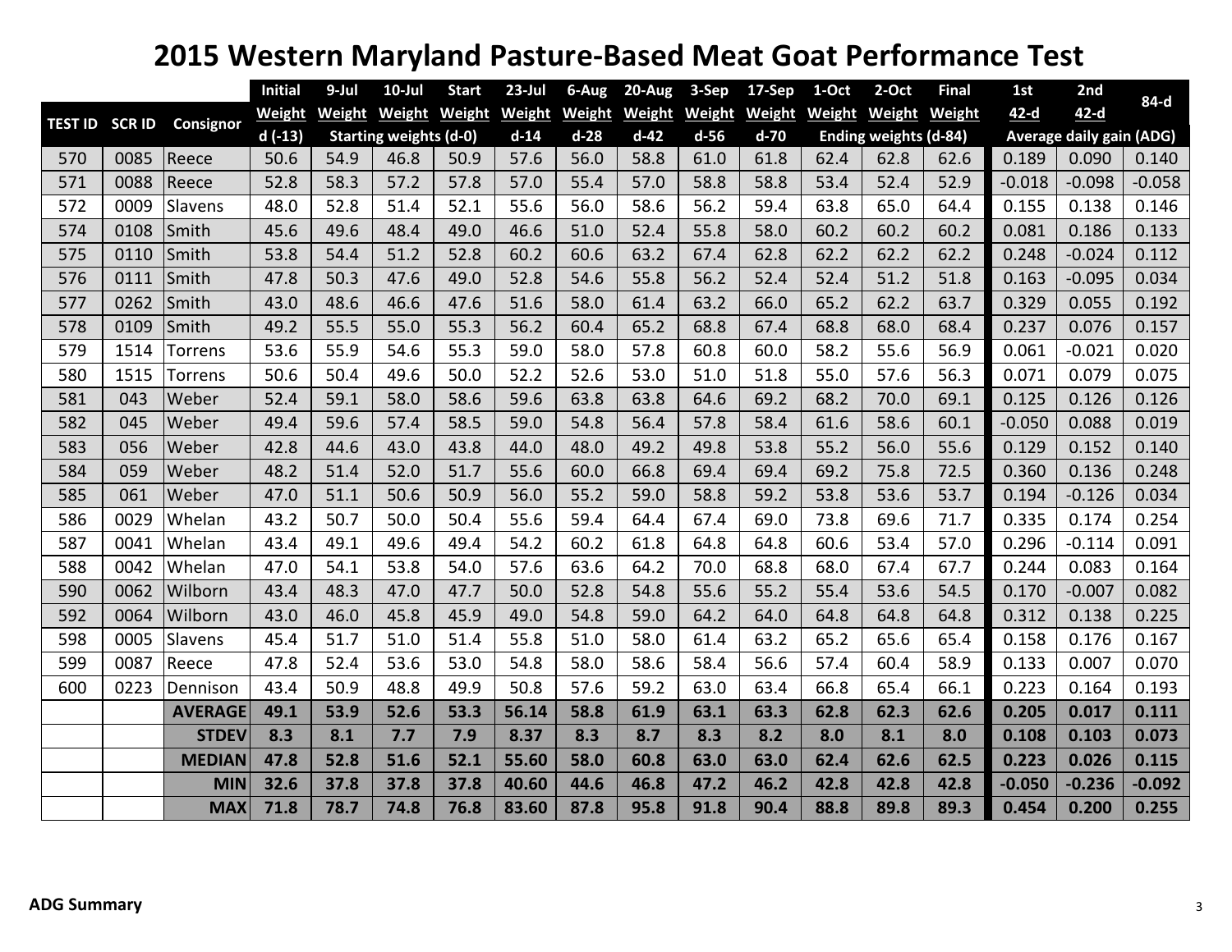# 2015 Western Maryland Pasture-Based Meat Goat Performance Test

| TEST ID | SCR ID | Consignor | Initial Weight d (-13) | 9-Jul Weight | 10-Jul Weight | Start Weight | 23-Jul Weight d-14 | 6-Aug Weight d-28 | 20-Aug Weight d-42 | 3-Sep Weight d-56 | 17-Sep Weight d-70 | 1-Oct Weight | 2-Oct Weight | Final Weight | 1st 42-d | 2nd 42-d | 84-d |
|---|---|---|---|---|---|---|---|---|---|---|---|---|---|---|---|---|---|
| | | | | Starting weights (d-0) | | | | | | | | Ending weights (d-84) | | | Average daily gain (ADG) | | |
| 570 | 0085 | Reece | 50.6 | 54.9 | 46.8 | 50.9 | 57.6 | 56.0 | 58.8 | 61.0 | 61.8 | 62.4 | 62.8 | 62.6 | 0.189 | 0.090 | 0.140 |
| 571 | 0088 | Reece | 52.8 | 58.3 | 57.2 | 57.8 | 57.0 | 55.4 | 57.0 | 58.8 | 58.8 | 53.4 | 52.4 | 52.9 | -0.018 | -0.098 | -0.058 |
| 572 | 0009 | Slavens | 48.0 | 52.8 | 51.4 | 52.1 | 55.6 | 56.0 | 58.6 | 56.2 | 59.4 | 63.8 | 65.0 | 64.4 | 0.155 | 0.138 | 0.146 |
| 574 | 0108 | Smith | 45.6 | 49.6 | 48.4 | 49.0 | 46.6 | 51.0 | 52.4 | 55.8 | 58.0 | 60.2 | 60.2 | 60.2 | 0.081 | 0.186 | 0.133 |
| 575 | 0110 | Smith | 53.8 | 54.4 | 51.2 | 52.8 | 60.2 | 60.6 | 63.2 | 67.4 | 62.8 | 62.2 | 62.2 | 62.2 | 0.248 | -0.024 | 0.112 |
| 576 | 0111 | Smith | 47.8 | 50.3 | 47.6 | 49.0 | 52.8 | 54.6 | 55.8 | 56.2 | 52.4 | 52.4 | 51.2 | 51.8 | 0.163 | -0.095 | 0.034 |
| 577 | 0262 | Smith | 43.0 | 48.6 | 46.6 | 47.6 | 51.6 | 58.0 | 61.4 | 63.2 | 66.0 | 65.2 | 62.2 | 63.7 | 0.329 | 0.055 | 0.192 |
| 578 | 0109 | Smith | 49.2 | 55.5 | 55.0 | 55.3 | 56.2 | 60.4 | 65.2 | 68.8 | 67.4 | 68.8 | 68.0 | 68.4 | 0.237 | 0.076 | 0.157 |
| 579 | 1514 | Torrens | 53.6 | 55.9 | 54.6 | 55.3 | 59.0 | 58.0 | 57.8 | 60.8 | 60.0 | 58.2 | 55.6 | 56.9 | 0.061 | -0.021 | 0.020 |
| 580 | 1515 | Torrens | 50.6 | 50.4 | 49.6 | 50.0 | 52.2 | 52.6 | 53.0 | 51.0 | 51.8 | 55.0 | 57.6 | 56.3 | 0.071 | 0.079 | 0.075 |
| 581 | 043 | Weber | 52.4 | 59.1 | 58.0 | 58.6 | 59.6 | 63.8 | 63.8 | 64.6 | 69.2 | 68.2 | 70.0 | 69.1 | 0.125 | 0.126 | 0.126 |
| 582 | 045 | Weber | 49.4 | 59.6 | 57.4 | 58.5 | 59.0 | 54.8 | 56.4 | 57.8 | 58.4 | 61.6 | 58.6 | 60.1 | -0.050 | 0.088 | 0.019 |
| 583 | 056 | Weber | 42.8 | 44.6 | 43.0 | 43.8 | 44.0 | 48.0 | 49.2 | 49.8 | 53.8 | 55.2 | 56.0 | 55.6 | 0.129 | 0.152 | 0.140 |
| 584 | 059 | Weber | 48.2 | 51.4 | 52.0 | 51.7 | 55.6 | 60.0 | 66.8 | 69.4 | 69.4 | 69.2 | 75.8 | 72.5 | 0.360 | 0.136 | 0.248 |
| 585 | 061 | Weber | 47.0 | 51.1 | 50.6 | 50.9 | 56.0 | 55.2 | 59.0 | 58.8 | 59.2 | 53.8 | 53.6 | 53.7 | 0.194 | -0.126 | 0.034 |
| 586 | 0029 | Whelan | 43.2 | 50.7 | 50.0 | 50.4 | 55.6 | 59.4 | 64.4 | 67.4 | 69.0 | 73.8 | 69.6 | 71.7 | 0.335 | 0.174 | 0.254 |
| 587 | 0041 | Whelan | 43.4 | 49.1 | 49.6 | 49.4 | 54.2 | 60.2 | 61.8 | 64.8 | 64.8 | 60.6 | 53.4 | 57.0 | 0.296 | -0.114 | 0.091 |
| 588 | 0042 | Whelan | 47.0 | 54.1 | 53.8 | 54.0 | 57.6 | 63.6 | 64.2 | 70.0 | 68.8 | 68.0 | 67.4 | 67.7 | 0.244 | 0.083 | 0.164 |
| 590 | 0062 | Wilborn | 43.4 | 48.3 | 47.0 | 47.7 | 50.0 | 52.8 | 54.8 | 55.6 | 55.2 | 55.4 | 53.6 | 54.5 | 0.170 | -0.007 | 0.082 |
| 592 | 0064 | Wilborn | 43.0 | 46.0 | 45.8 | 45.9 | 49.0 | 54.8 | 59.0 | 64.2 | 64.0 | 64.8 | 64.8 | 64.8 | 0.312 | 0.138 | 0.225 |
| 598 | 0005 | Slavens | 45.4 | 51.7 | 51.0 | 51.4 | 55.8 | 51.0 | 58.0 | 61.4 | 63.2 | 65.2 | 65.6 | 65.4 | 0.158 | 0.176 | 0.167 |
| 599 | 0087 | Reece | 47.8 | 52.4 | 53.6 | 53.0 | 54.8 | 58.0 | 58.6 | 58.4 | 56.6 | 57.4 | 60.4 | 58.9 | 0.133 | 0.007 | 0.070 |
| 600 | 0223 | Dennison | 43.4 | 50.9 | 48.8 | 49.9 | 50.8 | 57.6 | 59.2 | 63.0 | 63.4 | 66.8 | 65.4 | 66.1 | 0.223 | 0.164 | 0.193 |
| | | **AVERAGE** | **49.1** | **53.9** | **52.6** | **53.3** | **56.14** | **58.8** | **61.9** | **63.1** | **63.3** | **62.8** | **62.3** | **62.6** | **0.205** | **0.017** | **0.111** |
| | | **STDEV** | **8.3** | **8.1** | **7.7** | **7.9** | **8.37** | **8.3** | **8.7** | **8.3** | **8.2** | **8.0** | **8.1** | **8.0** | **0.108** | **0.103** | **0.073** |
| | | **MEDIAN** | **47.8** | **52.8** | **51.6** | **52.1** | **55.60** | **58.0** | **60.8** | **63.0** | **63.0** | **62.4** | **62.6** | **62.5** | **0.223** | **0.026** | **0.115** |
| | | **MIN** | **32.6** | **37.8** | **37.8** | **37.8** | **40.60** | **44.6** | **46.8** | **47.2** | **46.2** | **42.8** | **42.8** | **42.8** | **-0.050** | **-0.236** | **-0.092** |
| | | **MAX** | **71.8** | **78.7** | **74.8** | **76.8** | **83.60** | **87.8** | **95.8** | **91.8** | **90.4** | **88.8** | **89.8** | **89.3** | **0.454** | **0.200** | **0.255** |

**ADG Summary**